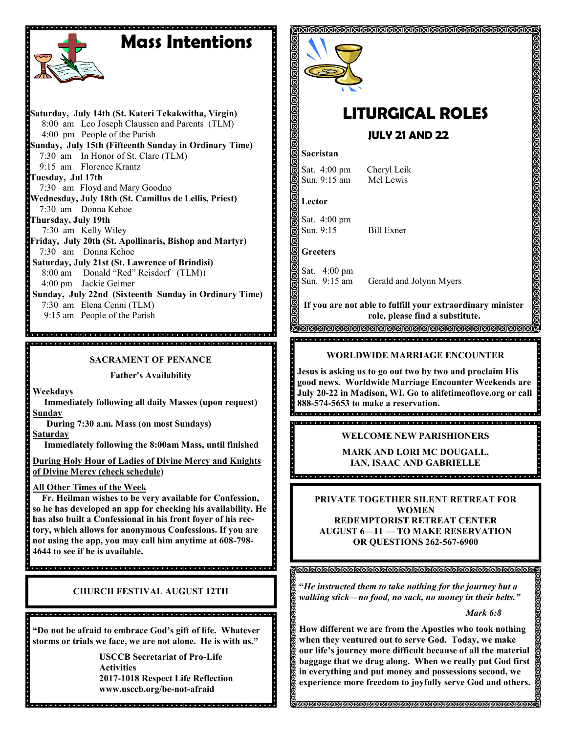# Mass Intentions

**Saturday, July 14th (St. Kateri Tekakwitha, Virgin)**
8:00 am Leo Joseph Claussen and Parents (TLM)
4:00 pm People of the Parish

**Sunday, July 15th (Fifteenth Sunday in Ordinary Time)**
7:30 am In Honor of St. Clare (TLM)
9:15 am Florence Krantz

**Tuesday, Jul 17th**
7:30 am Floyd and Mary Goodno

**Wednesday, July 18th (St. Camillus de Lellis, Priest)**
7:30 am Donna Kehoe

**Thursday, July 19th**
7:30 am Kelly Wiley

**Friday, July 20th (St. Apollinaris, Bishop and Martyr)**
7:30 am Donna Kehoe

**Saturday, July 21st (St. Lawrence of Brindisi)**
8:00 am Donald "Red" Reisdorf (TLM))
4:00 pm Jackie Geimer

**Sunday, July 22nd (Sixteenth Sunday in Ordinary Time)**
7:30 am Elena Cenni (TLM)
9:15 am People of the Parish

## SACRAMENT OF PENANCE

**Father's Availability**

**Weekdays**
**Immediately following all daily Masses (upon request)**

**Sunday**
**During 7:30 a.m. Mass (on most Sundays)**

**Saturday**
**Immediately following the 8:00am Mass, until finished**

**During Holy Hour of Ladies of Divine Mercy and Knights of Divine Mercy (check schedule)**

**All Other Times of the Week**
**Fr. Heilman wishes to be very available for Confession, so he has developed an app for checking his availability. He has also built a Confessional in his front foyer of his rectory, which allows for anonymous Confessions. If you are not using the app, you may call him anytime at 608-798-4644 to see if he is available.**

## CHURCH FESTIVAL AUGUST 12TH

**"Do not be afraid to embrace God's gift of life. Whatever storms or trials we face, we are not alone. He is with us."**

**USCCB Secretariat of Pro-Life Activities**
**2017-1018 Respect Life Reflection**
**www.usccb.org/be-not-afraid**

# LITURGICAL ROLES

## JULY 21 AND 22

**Sacristan**

Sat. 4:00 pm Cheryl Leik
Sun. 9:15 am Mel Lewis

**Lector**

Sat. 4:00 pm
Sun. 9:15 Bill Exner

**Greeters**

Sat. 4:00 pm
Sun. 9:15 am Gerald and Jolynn Myers

**If you are not able to fulfill your extraordinary minister role, please find a substitute.**

## WORLDWIDE MARRIAGE ENCOUNTER

**Jesus is asking us to go out two by two and proclaim His good news. Worldwide Marriage Encounter Weekends are July 20-22 in Madison, WI. Go to alifetimeoflove.org or call 888-574-5653 to make a reservation.**

## WELCOME NEW PARISHIONERS

**MARK AND LORI MC DOUGALL, IAN, ISAAC AND GABRIELLE**

## PRIVATE TOGETHER SILENT RETREAT FOR WOMEN

**REDEMPTORIST RETREAT CENTER**
**AUGUST 6—11 — TO MAKE RESERVATION OR QUESTIONS 262-567-6900**

***"He instructed them to take nothing for the journey but a walking stick—no food, no sack, no money in their belts."***

***Mark 6:8***

**How different we are from the Apostles who took nothing when they ventured out to serve God. Today, we make our life's journey more difficult because of all the material baggage that we drag along. When we really put God first in everything and put money and possessions second, we experience more freedom to joyfully serve God and others.**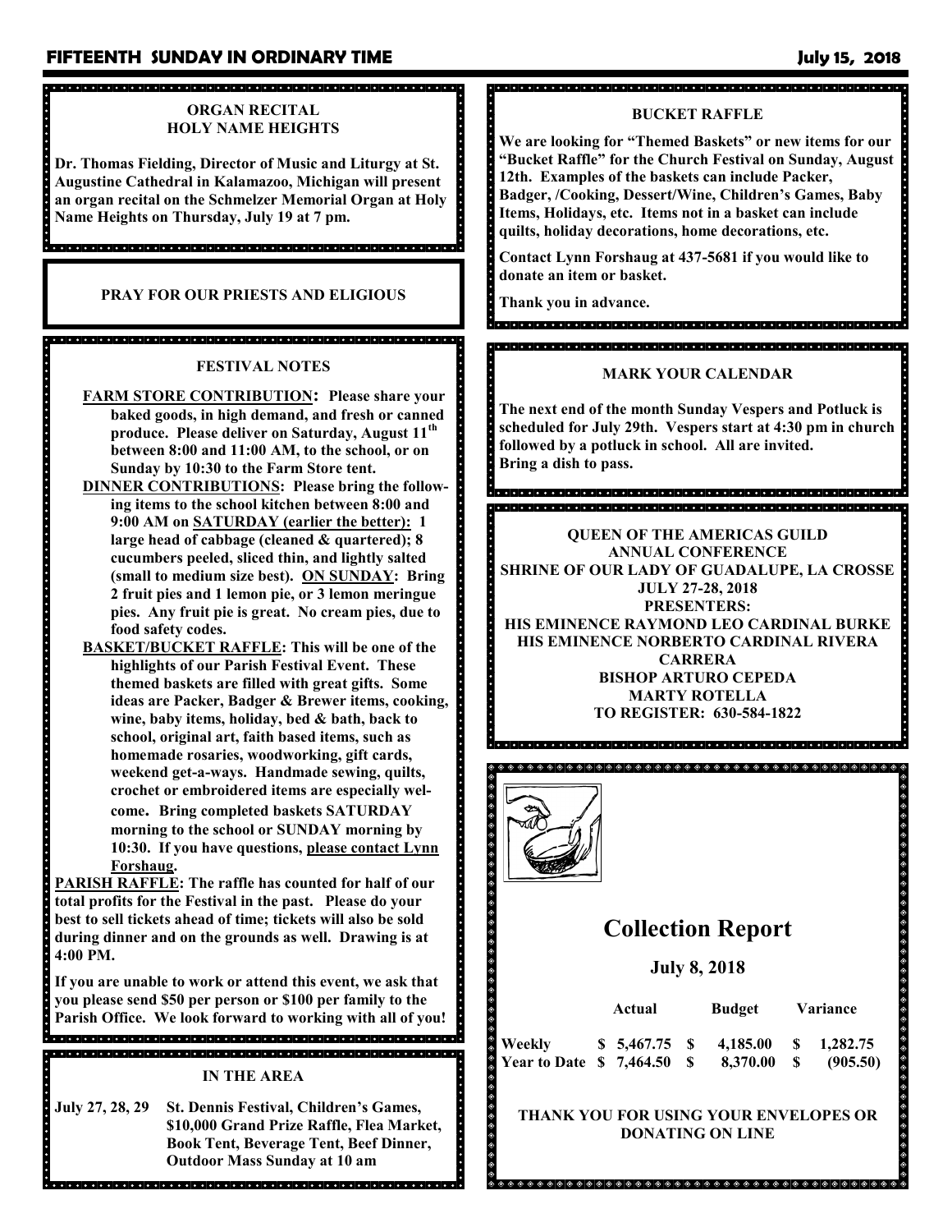**FIFTEENTH SUNDAY IN ORDINARY TIME** **July 15, 2018**

### ORGAN RECITAL
### HOLY NAME HEIGHTS

**Dr. Thomas Fielding, Director of Music and Liturgy at St. Augustine Cathedral in Kalamazoo, Michigan will present an organ recital on the Schmelzer Memorial Organ at Holy Name Heights on Thursday, July 19 at 7 pm.**

### PRAY FOR OUR PRIESTS AND ELIGIOUS

### FESTIVAL NOTES

- **FARM STORE CONTRIBUTION: Please share your baked goods, in high demand, and fresh or canned produce. Please deliver on Saturday, August 11th between 8:00 and 11:00 AM, to the school, or on Sunday by 10:30 to the Farm Store tent.**
- **DINNER CONTRIBUTIONS: Please bring the following items to the school kitchen between 8:00 and 9:00 AM on SATURDAY (earlier the better): 1 large head of cabbage (cleaned & quartered); 8 cucumbers peeled, sliced thin, and lightly salted (small to medium size best). ON SUNDAY: Bring 2 fruit pies and 1 lemon pie, or 3 lemon meringue pies. Any fruit pie is great. No cream pies, due to food safety codes.**
- **BASKET/BUCKET RAFFLE: This will be one of the highlights of our Parish Festival Event. These themed baskets are filled with great gifts. Some ideas are Packer, Badger & Brewer items, cooking, wine, baby items, holiday, bed & bath, back to school, original art, faith based items, such as homemade rosaries, woodworking, gift cards, weekend get-a-ways. Handmade sewing, quilts, crochet or embroidered items are especially welcome. Bring completed baskets SATURDAY morning to the school or SUNDAY morning by 10:30. If you have questions, please contact Lynn Forshaug.**

**PARISH RAFFLE: The raffle has counted for half of our total profits for the Festival in the past. Please do your best to sell tickets ahead of time; tickets will also be sold during dinner and on the grounds as well. Drawing is at 4:00 PM.**

**If you are unable to work or attend this event, we ask that you please send $50 per person or $100 per family to the Parish Office. We look forward to working with all of you!**

### IN THE AREA

**July 27, 28, 29** **St. Dennis Festival, Children's Games, $10,000 Grand Prize Raffle, Flea Market, Book Tent, Beverage Tent, Beef Dinner, Outdoor Mass Sunday at 10 am**

### BUCKET RAFFLE

**We are looking for "Themed Baskets" or new items for our "Bucket Raffle" for the Church Festival on Sunday, August 12th. Examples of the baskets can include Packer, Badger, /Cooking, Dessert/Wine, Children's Games, Baby Items, Holidays, etc. Items not in a basket can include quilts, holiday decorations, home decorations, etc.**

**Contact Lynn Forshaug at 437-5681 if you would like to donate an item or basket.**

**Thank you in advance.**

### MARK YOUR CALENDAR

**The next end of the month Sunday Vespers and Potluck is scheduled for July 29th. Vespers start at 4:30 pm in church followed by a potluck in school. All are invited. Bring a dish to pass.**

### QUEEN OF THE AMERICAS GUILD
### ANNUAL CONFERENCE
### SHRINE OF OUR LADY OF GUADALUPE, LA CROSSE
### JULY 27-28, 2018

**PRESENTERS:**
**HIS EMINENCE RAYMOND LEO CARDINAL BURKE**
**HIS EMINENCE NORBERTO CARDINAL RIVERA CARRERA**
**BISHOP ARTURO CEPEDA**
**MARTY ROTELLA**
**TO REGISTER: 630-584-1822**

## Collection Report

**July 8, 2018**

| | Actual | Budget | Variance |
|---|---|---|---|
| **Weekly** | $ 5,467.75 | $ 4,185.00 | $ 1,282.75 |
| **Year to Date** | $ 7,464.50 | $ 8,370.00 | $ (905.50) |

**THANK YOU FOR USING YOUR ENVELOPES OR DONATING ON LINE**